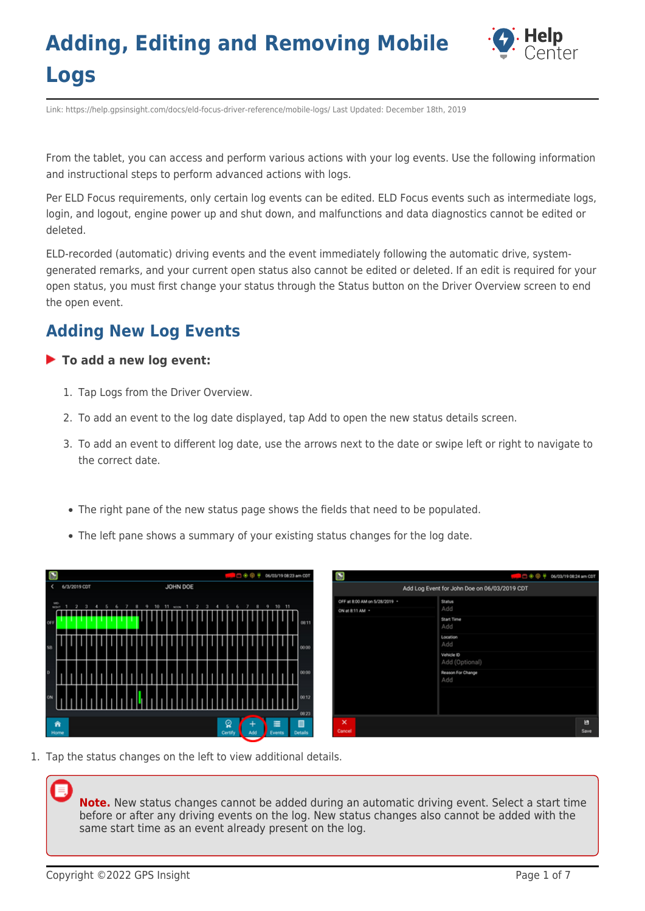# Adding, Editing and Removing Mobile Logs

Link: https://help.gpsinsight.com/docs/eld-focus-driver-reference/mobile-logs/ Last Updated: December 18th, 2019

From the tablet, you can access and perform various actions with your log events. Use the following information and instructional steps to perform advanced actions with logs.

Per ELD Focus requirements, only certain log events can be edited. ELD Focus events such as intermediate logs, login, and logout, engine power up and shut down, and malfunctions and data diagnostics cannot be edited or deleted.

ELD-recorded (automatic) driving events and the event immediately following the automatic drive, system-generated remarks, and your current open status also cannot be edited or deleted. If an edit is required for your open status, you must first change your status through the Status button on the Driver Overview screen to end the open event.

## Adding New Log Events

### To add a new log event:

1. Tap Logs from the Driver Overview.
2. To add an event to the log date displayed, tap Add to open the new status details screen.
3. To add an event to different log date, use the arrows next to the date or swipe left or right to navigate to the correct date.

- The right pane of the new status page shows the fields that need to be populated.
- The left pane shows a summary of your existing status changes for the log date.

1. Tap the status changes on the left to view additional details.

**Note.** New status changes cannot be added during an automatic driving event. Select a start time before or after any driving events on the log. New status changes also cannot be added with the same start time as an event already present on the log.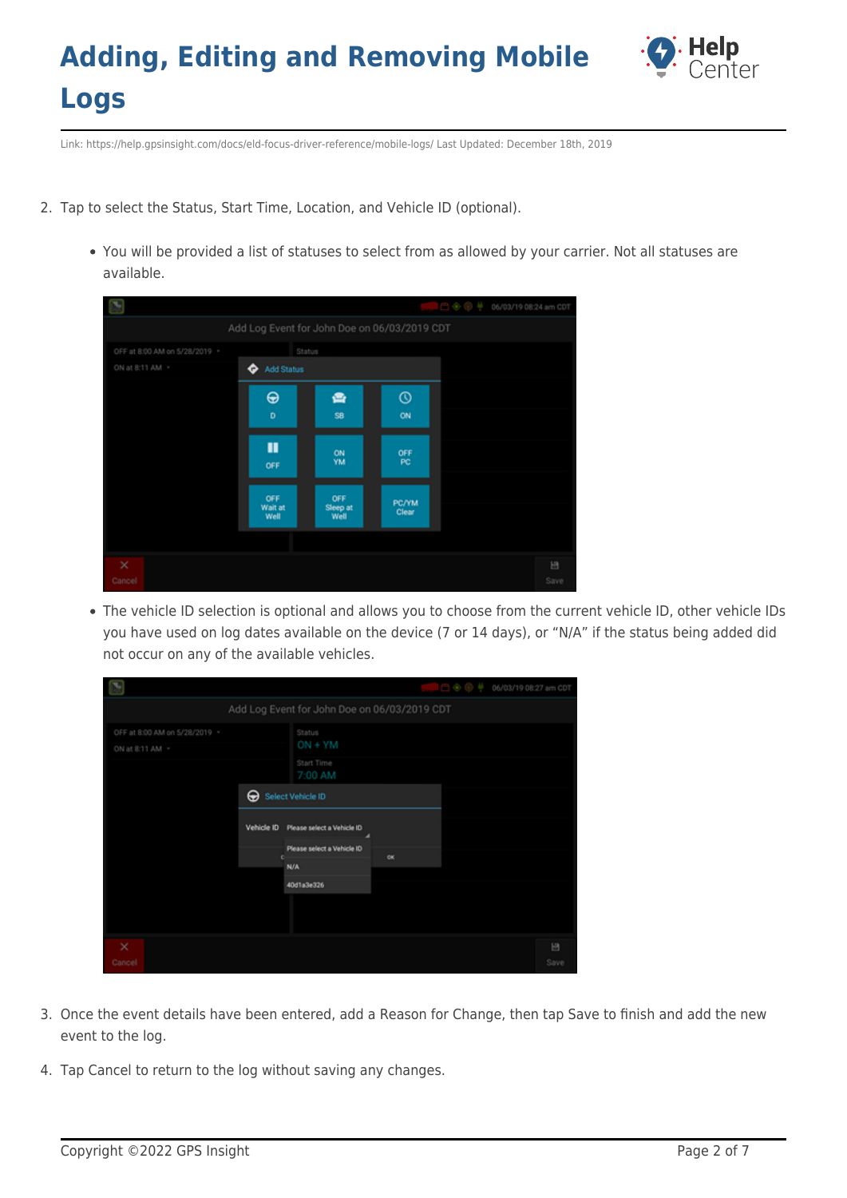2. Tap to select the Status, Start Time, Location, and Vehicle ID (optional).
   - You will be provided a list of statuses to select from as allowed by your carrier. Not all statuses are available.
   - The vehicle ID selection is optional and allows you to choose from the current vehicle ID, other vehicle IDs you have used on log dates available on the device (7 or 14 days), or "N/A" if the status being added did not occur on any of the available vehicles.
3. Once the event details have been entered, add a Reason for Change, then tap Save to finish and add the new event to the log.
4. Tap Cancel to return to the log without saving any changes.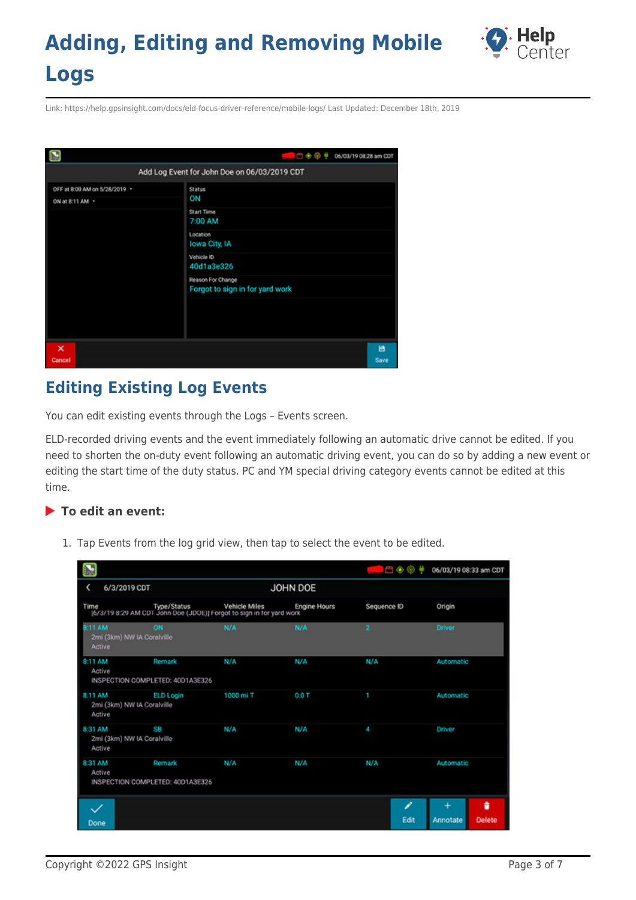## Editing Existing Log Events

You can edit existing events through the Logs – Events screen.

ELD-recorded driving events and the event immediately following an automatic drive cannot be edited. If you need to shorten the on-duty event following an automatic driving event, you can do so by adding a new event or editing the start time of the duty status. PC and YM special driving category events cannot be edited at this time.

### To edit an event:

1. Tap Events from the log grid view, then tap to select the event to be edited.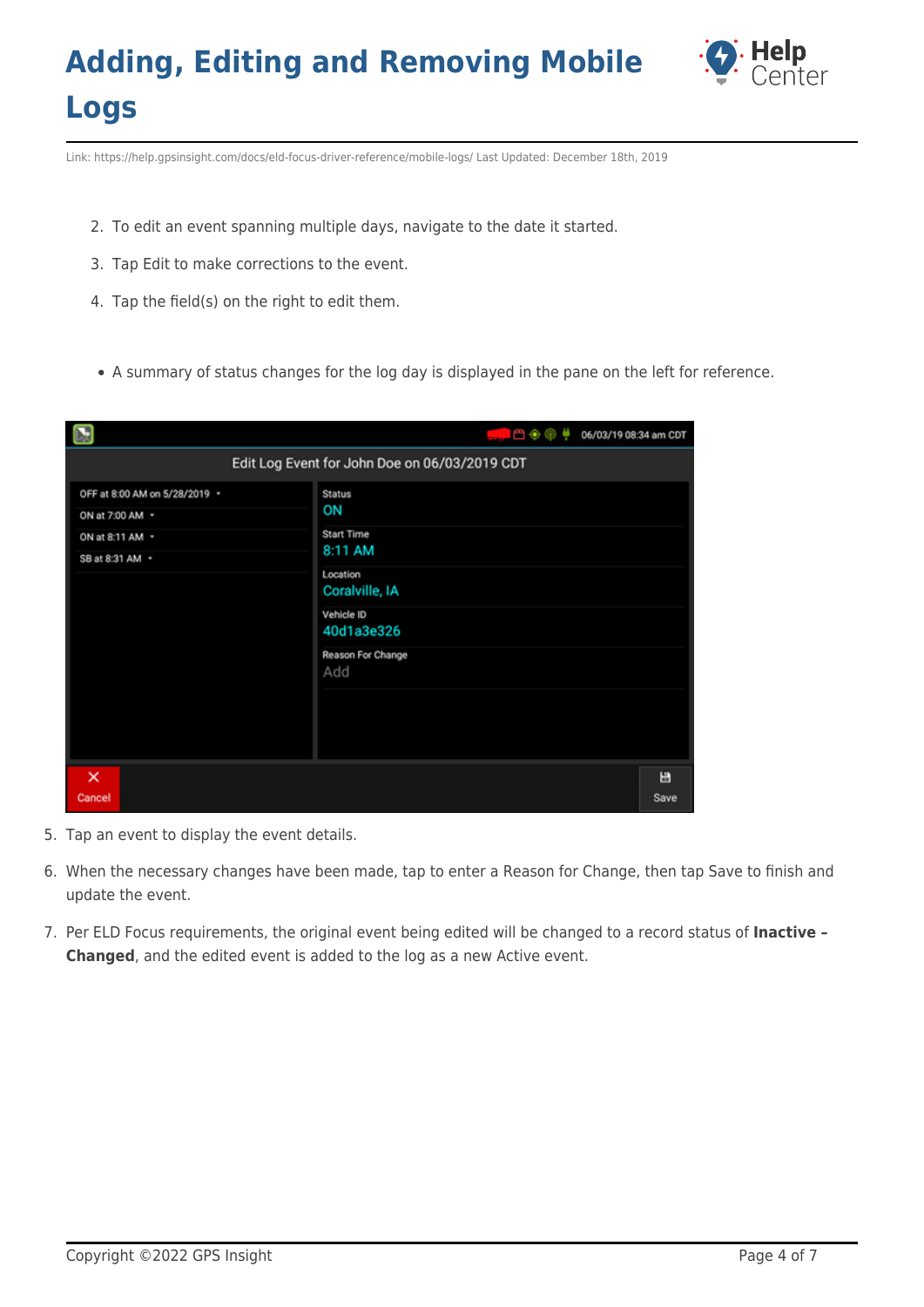2. To edit an event spanning multiple days, navigate to the date it started.
3. Tap Edit to make corrections to the event.
4. Tap the field(s) on the right to edit them.

- A summary of status changes for the log day is displayed in the pane on the left for reference.

5. Tap an event to display the event details.
6. When the necessary changes have been made, tap to enter a Reason for Change, then tap Save to finish and update the event.
7. Per ELD Focus requirements, the original event being edited will be changed to a record status of **Inactive – Changed**, and the edited event is added to the log as a new Active event.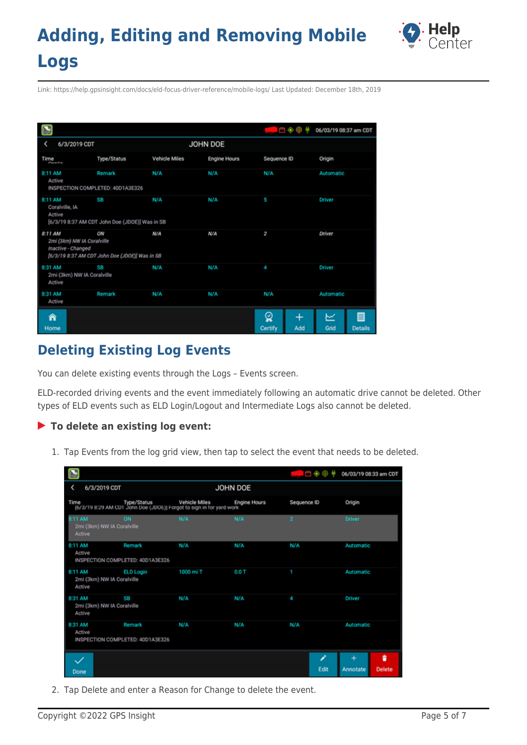## Deleting Existing Log Events

You can delete existing events through the Logs – Events screen.

ELD-recorded driving events and the event immediately following an automatic drive cannot be deleted. Other types of ELD events such as ELD Login/Logout and Intermediate Logs also cannot be deleted.

**To delete an existing log event:**

1. Tap Events from the log grid view, then tap to select the event that needs to be deleted.
2. Tap Delete and enter a Reason for Change to delete the event.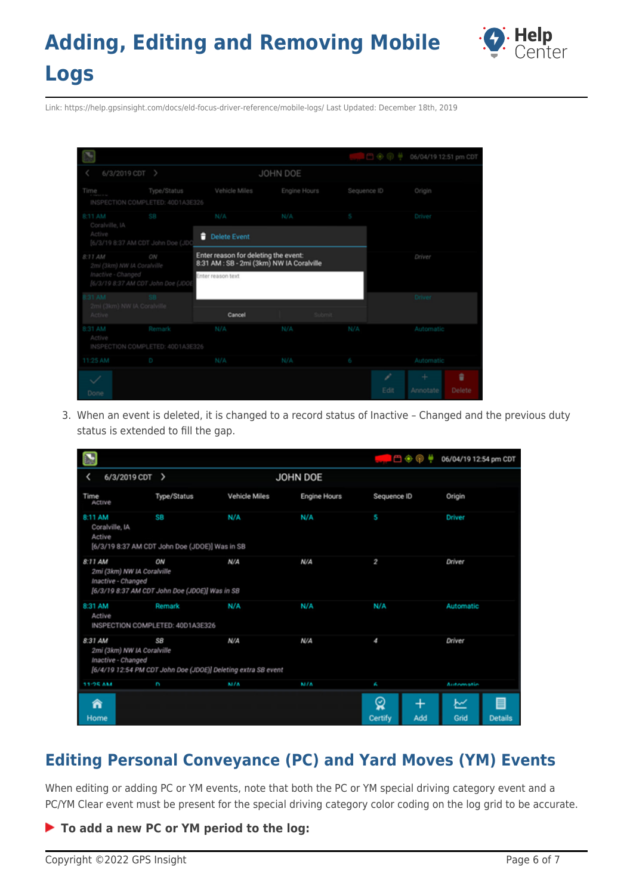3. When an event is deleted, it is changed to a record status of Inactive – Changed and the previous duty status is extended to fill the gap.

## Editing Personal Conveyance (PC) and Yard Moves (YM) Events

When editing or adding PC or YM events, note that both the PC or YM special driving category event and a PC/YM Clear event must be present for the special driving category color coding on the log grid to be accurate.

**To add a new PC or YM period to the log:**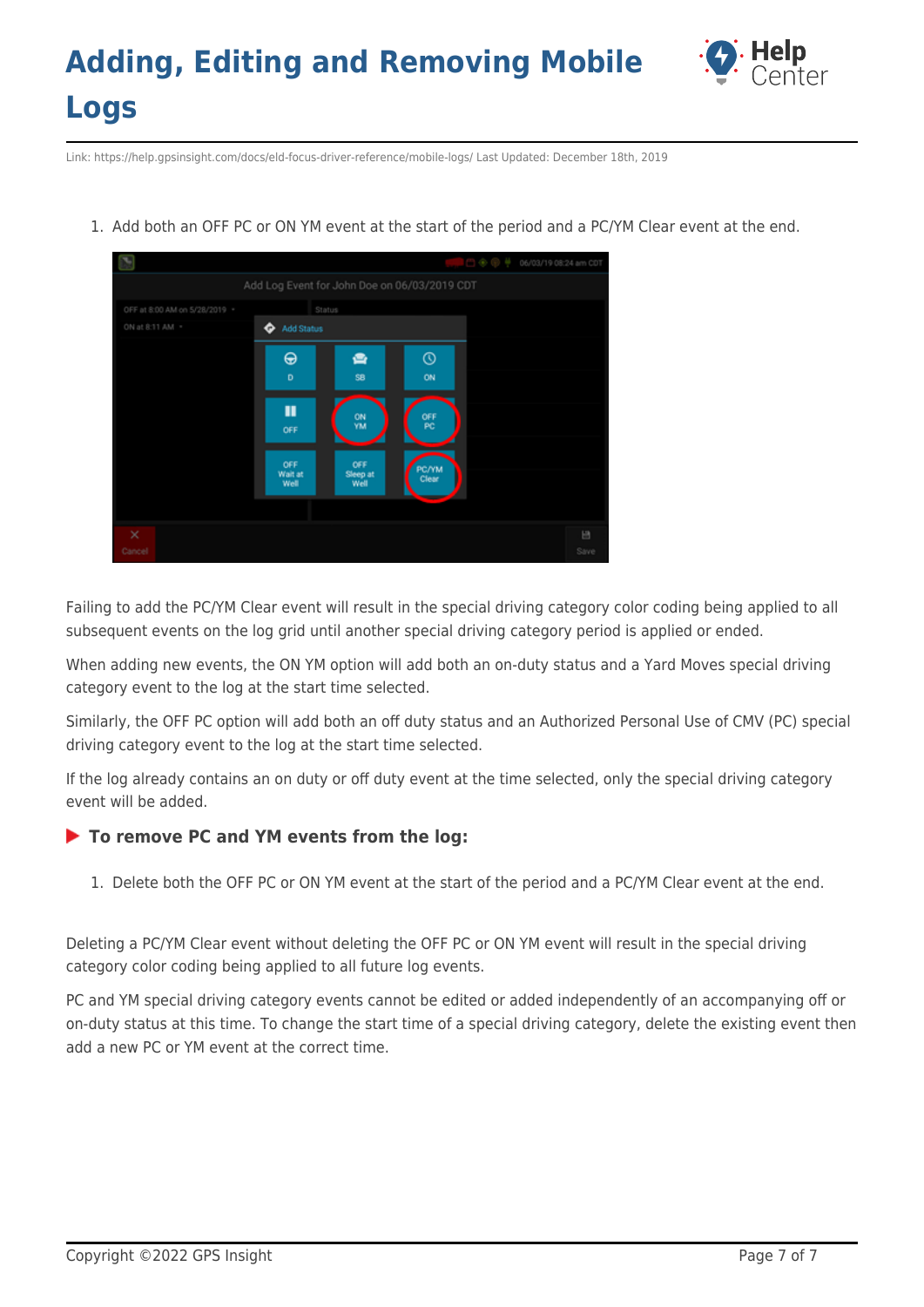1. Add both an OFF PC or ON YM event at the start of the period and a PC/YM Clear event at the end.

Failing to add the PC/YM Clear event will result in the special driving category color coding being applied to all subsequent events on the log grid until another special driving category period is applied or ended.

When adding new events, the ON YM option will add both an on-duty status and a Yard Moves special driving category event to the log at the start time selected.

Similarly, the OFF PC option will add both an off duty status and an Authorized Personal Use of CMV (PC) special driving category event to the log at the start time selected.

If the log already contains an on duty or off duty event at the time selected, only the special driving category event will be added.

### To remove PC and YM events from the log:

1. Delete both the OFF PC or ON YM event at the start of the period and a PC/YM Clear event at the end.

Deleting a PC/YM Clear event without deleting the OFF PC or ON YM event will result in the special driving category color coding being applied to all future log events.

PC and YM special driving category events cannot be edited or added independently of an accompanying off or on-duty status at this time. To change the start time of a special driving category, delete the existing event then add a new PC or YM event at the correct time.